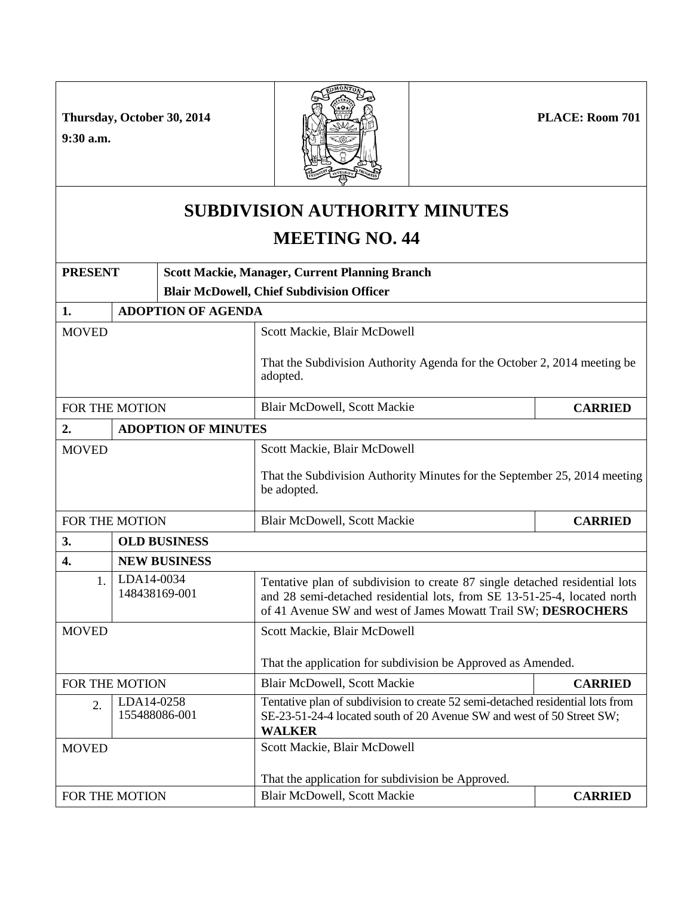Thursday, October 30, 2014

9:30 a.m.

PLACE: Room 701

# SUBDIVISION AUTHORITY MINUTES

# MEETING NO. 44

| | | | |
|---|---|---|---|
| **PRESENT** | **Scott Mackie, Manager, Current Planning Branch**<br>**Blair McDowell, Chief Subdivision Officer** | | |
| **1.** | **ADOPTION OF AGENDA** | | |
| MOVED | | Scott Mackie, Blair McDowell<br><br>That the Subdivision Authority Agenda for the October 2, 2014 meeting be adopted. | |
| FOR THE MOTION | | Blair McDowell, Scott Mackie | **CARRIED** |
| **2.** | **ADOPTION OF MINUTES** | | |
| MOVED | | Scott Mackie, Blair McDowell<br><br>That the Subdivision Authority Minutes for the September 25, 2014 meeting be adopted. | |
| FOR THE MOTION | | Blair McDowell, Scott Mackie | **CARRIED** |
| **3.** | **OLD BUSINESS** | | |
| **4.** | **NEW BUSINESS** | | |
| 1. | LDA14-0034<br>148438169-001 | Tentative plan of subdivision to create 87 single detached residential lots and 28 semi-detached residential lots, from SE 13-51-25-4, located north of 41 Avenue SW and west of James Mowatt Trail SW; **DESROCHERS** | |
| MOVED | | Scott Mackie, Blair McDowell<br><br>That the application for subdivision be Approved as Amended. | |
| FOR THE MOTION | | Blair McDowell, Scott Mackie | **CARRIED** |
| 2. | LDA14-0258<br>155488086-001 | Tentative plan of subdivision to create 52 semi-detached residential lots from SE-23-51-24-4 located south of 20 Avenue SW and west of 50 Street SW; **WALKER** | |
| MOVED | | Scott Mackie, Blair McDowell<br><br>That the application for subdivision be Approved. | |
| FOR THE MOTION | | Blair McDowell, Scott Mackie | **CARRIED** |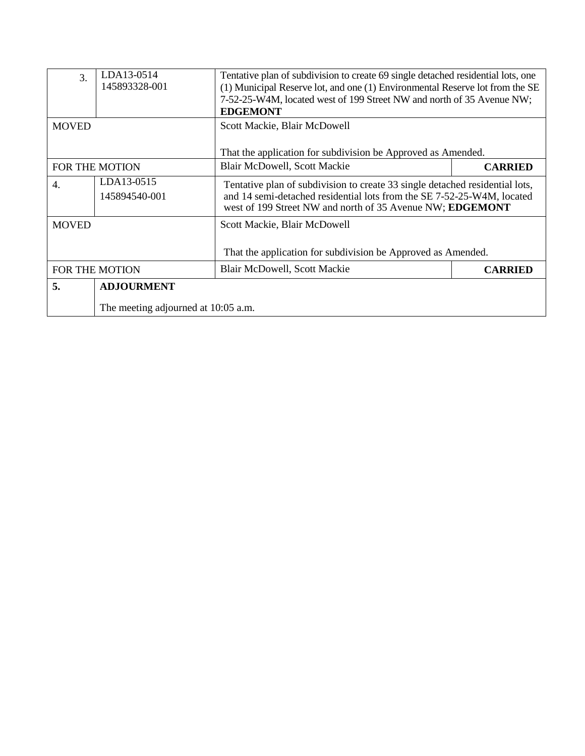| | | | |
|---|---|---|---|
| 3. | LDA13-0514<br>145893328-001 | Tentative plan of subdivision to create 69 single detached residential lots, one (1) Municipal Reserve lot, and one (1) Environmental Reserve lot from the SE 7-52-25-W4M, located west of 199 Street NW and north of 35 Avenue NW; **EDGEMONT** | |
| MOVED | | Scott Mackie, Blair McDowell<br><br>That the application for subdivision be Approved as Amended. | |
| FOR THE MOTION | | Blair McDowell, Scott Mackie | **CARRIED** |
| 4. | LDA13-0515<br>145894540-001 | Tentative plan of subdivision to create 33 single detached residential lots, and 14 semi-detached residential lots from the SE 7-52-25-W4M, located west of 199 Street NW and north of 35 Avenue NW; **EDGEMONT** | |
| MOVED | | Scott Mackie, Blair McDowell<br><br>That the application for subdivision be Approved as Amended. | |
| FOR THE MOTION | | Blair McDowell, Scott Mackie | **CARRIED** |
| **5.** | **ADJOURMENT**<br><br>The meeting adjourned at 10:05 a.m. | | |